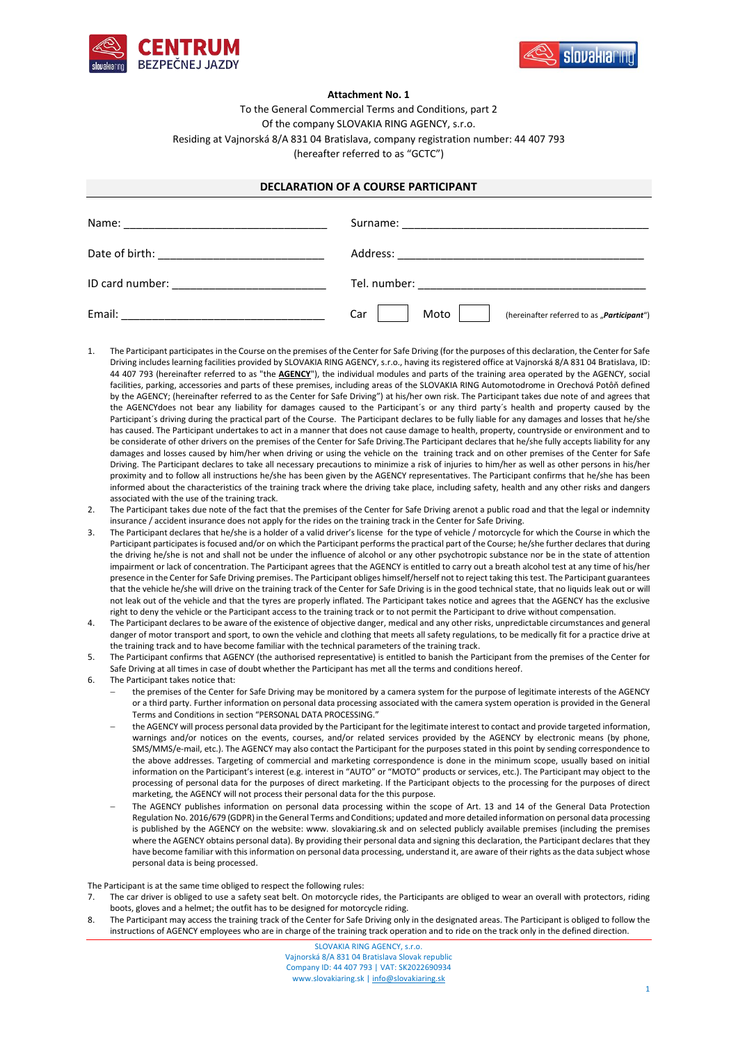**Attachment No. 1**

To the General Commercial Terms and Conditions, part 2

Of the company SLOVAKIA RING AGENCY, s.r.o.

Residing at Vajnorská 8/A 831 04 Bratislava, company registration number: 44 407 793

(hereafter referred to as "GCTC")

## DECLARATION OF A COURSE PARTICIPANT

Name: ______________________________ Surname: ______________________________

Date of birth: ______________________________ Address: ______________________________

ID card number: ______________________________ Tel. number: ______________________________

Email: ______________________________ Car [ ] Moto [ ] (hereinafter referred to as „***Participant***")

1. The Participant participates in the Course on the premises of the Center for Safe Driving (for the purposes of this declaration, the Center for Safe Driving includes learning facilities provided by SLOVAKIA RING AGENCY, s.r.o., having its registered office at Vajnorská 8/A 831 04 Bratislava, ID: 44 407 793 (hereinafter referred to as "the **AGENCY**"), the individual modules and parts of the training area operated by the AGENCY, social facilities, parking, accessories and parts of these premises, including areas of the SLOVAKIA RING Automotodrome in Orechová Potôň defined by the AGENCY; (hereinafter referred to as the Center for Safe Driving") at his/her own risk. The Participant takes due note of and agrees that the AGENCYdoes not bear any liability for damages caused to the Participant´s or any third party´s health and property caused by the Participant´s driving during the practical part of the Course. The Participant declares to be fully liable for any damages and losses that he/she has caused. The Participant undertakes to act in a manner that does not cause damage to health, property, countryside or environment and to be considerate of other drivers on the premises of the Center for Safe Driving.The Participant declares that he/she fully accepts liability for any damages and losses caused by him/her when driving or using the vehicle on the training track and on other premises of the Center for Safe Driving. The Participant declares to take all necessary precautions to minimize a risk of injuries to him/her as well as other persons in his/her proximity and to follow all instructions he/she has been given by the AGENCY representatives. The Participant confirms that he/she has been informed about the characteristics of the training track where the driving take place, including safety, health and any other risks and dangers associated with the use of the training track.
2. The Participant takes due note of the fact that the premises of the Center for Safe Driving arenot a public road and that the legal or indemnity insurance / accident insurance does not apply for the rides on the training track in the Center for Safe Driving.
3. The Participant declares that he/she is a holder of a valid driver's license for the type of vehicle / motorcycle for which the Course in which the Participant participates is focused and/or on which the Participant performs the practical part of the Course; he/she further declares that during the driving he/she is not and shall not be under the influence of alcohol or any other psychotropic substance nor be in the state of attention impairment or lack of concentration. The Participant agrees that the AGENCY is entitled to carry out a breath alcohol test at any time of his/her presence in the Center for Safe Driving premises. The Participant obliges himself/herself not to reject taking this test. The Participant guarantees that the vehicle he/she will drive on the training track of the Center for Safe Driving is in the good technical state, that no liquids leak out or will not leak out of the vehicle and that the tyres are properly inflated. The Participant takes notice and agrees that the AGENCY has the exclusive right to deny the vehicle or the Participant access to the training track or to not permit the Participant to drive without compensation.
4. The Participant declares to be aware of the existence of objective danger, medical and any other risks, unpredictable circumstances and general danger of motor transport and sport, to own the vehicle and clothing that meets all safety regulations, to be medically fit for a practice drive at the training track and to have become familiar with the technical parameters of the training track.
5. The Participant confirms that AGENCY (the authorised representative) is entitled to banish the Participant from the premises of the Center for Safe Driving at all times in case of doubt whether the Participant has met all the terms and conditions hereof.
6. The Participant takes notice that:
   - the premises of the Center for Safe Driving may be monitored by a camera system for the purpose of legitimate interests of the AGENCY or a third party. Further information on personal data processing associated with the camera system operation is provided in the General Terms and Conditions in section "PERSONAL DATA PROCESSING."
   - the AGENCY will process personal data provided by the Participant for the legitimate interest to contact and provide targeted information, warnings and/or notices on the events, courses, and/or related services provided by the AGENCY by electronic means (by phone, SMS/MMS/e-mail, etc.). The AGENCY may also contact the Participant for the purposes stated in this point by sending correspondence to the above addresses. Targeting of commercial and marketing correspondence is done in the minimum scope, usually based on initial information on the Participant's interest (e.g. interest in "AUTO" or "MOTO" products or services, etc.). The Participant may object to the processing of personal data for the purposes of direct marketing. If the Participant objects to the processing for the purposes of direct marketing, the AGENCY will not process their personal data for the this purpose.
   - The AGENCY publishes information on personal data processing within the scope of Art. 13 and 14 of the General Data Protection Regulation No. 2016/679 (GDPR) in the General Terms and Conditions; updated and more detailed information on personal data processing is published by the AGENCY on the website: www. slovakiaring.sk and on selected publicly available premises (including the premises where the AGENCY obtains personal data). By providing their personal data and signing this declaration, the Participant declares that they have become familiar with this information on personal data processing, understand it, are aware of their rights as the data subject whose personal data is being processed.

The Participant is at the same time obliged to respect the following rules:

7. The car driver is obliged to use a safety seat belt. On motorcycle rides, the Participants are obliged to wear an overall with protectors, riding boots, gloves and a helmet; the outfit has to be designed for motorcycle riding.
8. The Participant may access the training track of the Center for Safe Driving only in the designated areas. The Participant is obliged to follow the instructions of AGENCY employees who are in charge of the training track operation and to ride on the track only in the defined direction.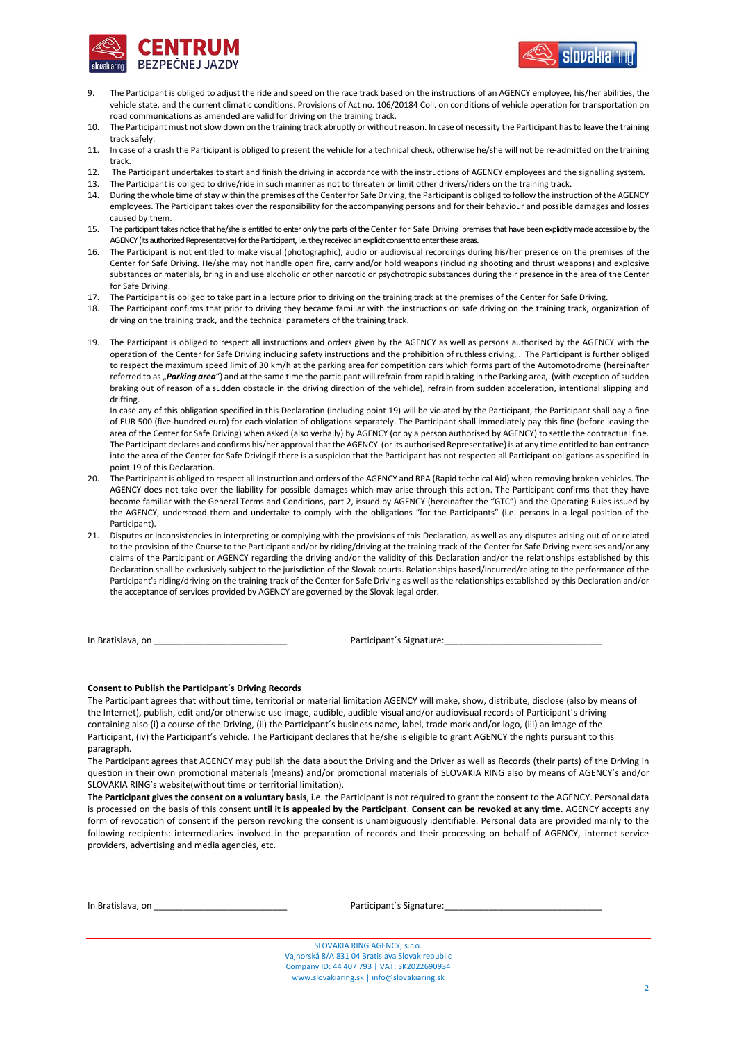9. The Participant is obliged to adjust the ride and speed on the race track based on the instructions of an AGENCY employee, his/her abilities, the vehicle state, and the current climatic conditions. Provisions of Act no. 106/20184 Coll. on conditions of vehicle operation for transportation on road communications as amended are valid for driving on the training track.
10. The Participant must not slow down on the training track abruptly or without reason. In case of necessity the Participant has to leave the training track safely.
11. In case of a crash the Participant is obliged to present the vehicle for a technical check, otherwise he/she will not be re-admitted on the training track.
12. The Participant undertakes to start and finish the driving in accordance with the instructions of AGENCY employees and the signalling system.
13. The Participant is obliged to drive/ride in such manner as not to threaten or limit other drivers/riders on the training track.
14. During the whole time of stay within the premises of the Center for Safe Driving, the Participant is obliged to follow the instruction of the AGENCY employees. The Participant takes over the responsibility for the accompanying persons and for their behaviour and possible damages and losses caused by them.
15. The participant takes notice that he/she is entitled to enter only the parts of the Center for Safe Driving premises that have been explicitly made accessible by the AGENCY (its authorized Representative) for the Participant, i.e. they received an explicit consent to enter these areas.
16. The Participant is not entitled to make visual (photographic), audio or audiovisual recordings during his/her presence on the premises of the Center for Safe Driving. He/she may not handle open fire, carry and/or hold weapons (including shooting and thrust weapons) and explosive substances or materials, bring in and use alcoholic or other narcotic or psychotropic substances during their presence in the area of the Center for Safe Driving.
17. The Participant is obliged to take part in a lecture prior to driving on the training track at the premises of the Center for Safe Driving.
18. The Participant confirms that prior to driving they became familiar with the instructions on safe driving on the training track, organization of driving on the training track, and the technical parameters of the training track.

19. The Participant is obliged to respect all instructions and orders given by the AGENCY as well as persons authorised by the AGENCY with the operation of the Center for Safe Driving including safety instructions and the prohibition of ruthless driving, . The Participant is further obliged to respect the maximum speed limit of 30 km/h at the parking area for competition cars which forms part of the Automotodrome (hereinafter referred to as „***Parking area***") and at the same time the participant will refrain from rapid braking in the Parking area, (with exception of sudden braking out of reason of a sudden obstacle in the driving direction of the vehicle), refrain from sudden acceleration, intentional slipping and drifting.

    In case any of this obligation specified in this Declaration (including point 19) will be violated by the Participant, the Participant shall pay a fine of EUR 500 (five-hundred euro) for each violation of obligations separately. The Participant shall immediately pay this fine (before leaving the area of the Center for Safe Driving) when asked (also verbally) by AGENCY (or by a person authorised by AGENCY) to settle the contractual fine. The Participant declares and confirms his/her approval that the AGENCY (or its authorised Representative) is at any time entitled to ban entrance into the area of the Center for Safe Drivingif there is a suspicion that the Participant has not respected all Participant obligations as specified in point 19 of this Declaration.
20. The Participant is obliged to respect all instruction and orders of the AGENCY and RPA (Rapid technical Aid) when removing broken vehicles. The AGENCY does not take over the liability for possible damages which may arise through this action. The Participant confirms that they have become familiar with the General Terms and Conditions, part 2, issued by AGENCY (hereinafter the "GTC") and the Operating Rules issued by the AGENCY, understood them and undertake to comply with the obligations "for the Participants" (i.e. persons in a legal position of the Participant).
21. Disputes or inconsistencies in interpreting or complying with the provisions of this Declaration, as well as any disputes arising out of or related to the provision of the Course to the Participant and/or by riding/driving at the training track of the Center for Safe Driving exercises and/or any claims of the Participant or AGENCY regarding the driving and/or the validity of this Declaration and/or the relationships established by this Declaration shall be exclusively subject to the jurisdiction of the Slovak courts. Relationships based/incurred/relating to the performance of the Participant's riding/driving on the training track of the Center for Safe Driving as well as the relationships established by this Declaration and/or the acceptance of services provided by AGENCY are governed by the Slovak legal order.

In Bratislava, on ___________________________ Participant´s Signature:_______________________________

**Consent to Publish the Participant´s Driving Records**

The Participant agrees that without time, territorial or material limitation AGENCY will make, show, distribute, disclose (also by means of the Internet), publish, edit and/or otherwise use image, audible, audible-visual and/or audiovisual records of Participant´s driving containing also (i) a course of the Driving, (ii) the Participant´s business name, label, trade mark and/or logo, (iii) an image of the Participant, (iv) the Participant's vehicle. The Participant declares that he/she is eligible to grant AGENCY the rights pursuant to this paragraph.

The Participant agrees that AGENCY may publish the data about the Driving and the Driver as well as Records (their parts) of the Driving in question in their own promotional materials (means) and/or promotional materials of SLOVAKIA RING also by means of AGENCY's and/or SLOVAKIA RING's website(without time or territorial limitation).

**The Participant gives the consent on a voluntary basis**, i.e. the Participant is not required to grant the consent to the AGENCY. Personal data is processed on the basis of this consent **until it is appealed by the Participant**. **Consent can be revoked at any time.** AGENCY accepts any form of revocation of consent if the person revoking the consent is unambiguously identifiable. Personal data are provided mainly to the following recipients: intermediaries involved in the preparation of records and their processing on behalf of AGENCY, internet service providers, advertising and media agencies, etc.

In Bratislava, on ___________________________ Participant´s Signature:_______________________________

SLOVAKIA RING AGENCY, s.r.o.
Vajnorská 8/A 831 04 Bratislava Slovak republic
Company ID: 44 407 793 | VAT: SK2022690934
www.slovakiaring.sk | info@slovakiaring.sk